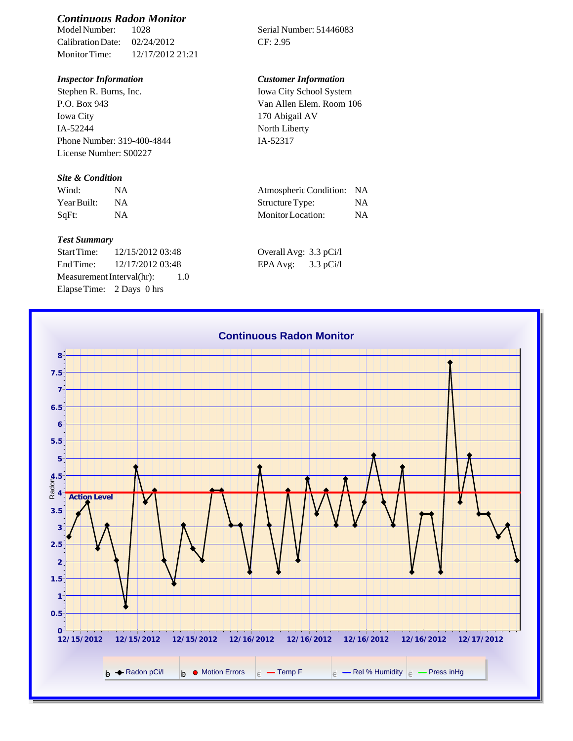## *Continuous Radon Monitor*

Model Number: 1028
Calibration Date: 02/24/2012
Monitor Time: 12/17/2012 21:21

Serial Number: 51446083
CF: 2.95

### *Inspector Information*

Stephen R. Burns, Inc.
P.O. Box 943
Iowa City
IA-52244
Phone Number: 319-400-4844
License Number: S00227

### *Customer Information*

Iowa City School System
Van Allen Elem. Room 106
170 Abigail AV
North Liberty
IA-52317

### *Site & Condition*

| | | | |
|---|---|---|---|
| Wind: | NA | Atmospheric Condition: | NA |
| Year Built: | NA | Structure Type: | NA |
| SqFt: | NA | Monitor Location: | NA |

### *Test Summary*

Start Time: 12/15/2012 03:48
End Time: 12/17/2012 03:48
Measurement Interval(hr): 1.0
Elapse Time: 2 Days 0 hrs

Overall Avg: 3.3 pCi/l
EPA Avg: 3.3 pCi/l

**Continuous Radon Monitor**

Radon

Action Level

8, 7.5, 7, 6.5, 6, 5.5, 5, 4.5, 4, 3.5, 3, 2.5, 2, 1.5, 1, 0.5, 0

12/15/2012 12/15/2012 12/15/2012 12/16/2012 12/16/2012 12/16/2012 12/16/2012 12/17/2012

Radon pCi/l | Motion Errors | Temp F | Rel % Humidity | Press inHg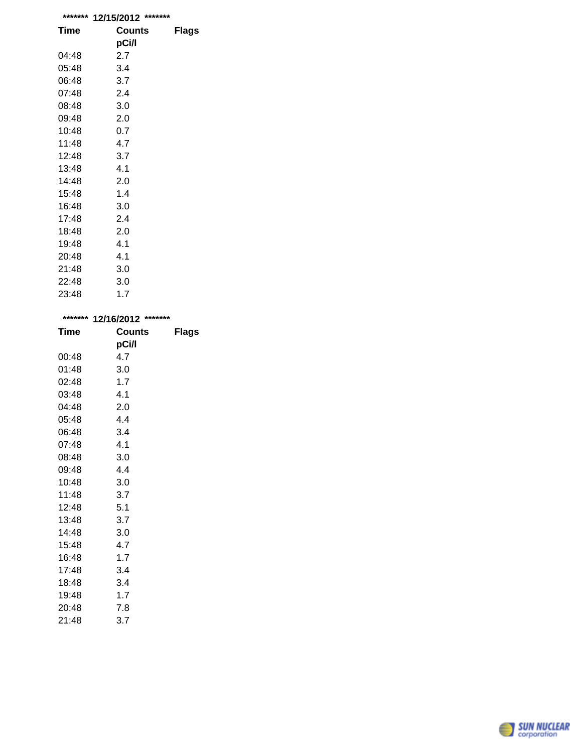******* 12/15/2012 *******

| Time | Counts pCi/l | Flags |
| --- | --- | --- |
| 04:48 | 2.7 | |
| 05:48 | 3.4 | |
| 06:48 | 3.7 | |
| 07:48 | 2.4 | |
| 08:48 | 3.0 | |
| 09:48 | 2.0 | |
| 10:48 | 0.7 | |
| 11:48 | 4.7 | |
| 12:48 | 3.7 | |
| 13:48 | 4.1 | |
| 14:48 | 2.0 | |
| 15:48 | 1.4 | |
| 16:48 | 3.0 | |
| 17:48 | 2.4 | |
| 18:48 | 2.0 | |
| 19:48 | 4.1 | |
| 20:48 | 4.1 | |
| 21:48 | 3.0 | |
| 22:48 | 3.0 | |
| 23:48 | 1.7 | |

******* 12/16/2012 *******

| Time | Counts pCi/l | Flags |
| --- | --- | --- |
| 00:48 | 4.7 | |
| 01:48 | 3.0 | |
| 02:48 | 1.7 | |
| 03:48 | 4.1 | |
| 04:48 | 2.0 | |
| 05:48 | 4.4 | |
| 06:48 | 3.4 | |
| 07:48 | 4.1 | |
| 08:48 | 3.0 | |
| 09:48 | 4.4 | |
| 10:48 | 3.0 | |
| 11:48 | 3.7 | |
| 12:48 | 5.1 | |
| 13:48 | 3.7 | |
| 14:48 | 3.0 | |
| 15:48 | 4.7 | |
| 16:48 | 1.7 | |
| 17:48 | 3.4 | |
| 18:48 | 3.4 | |
| 19:48 | 1.7 | |
| 20:48 | 7.8 | |
| 21:48 | 3.7 | |

SUN NUCLEAR corporation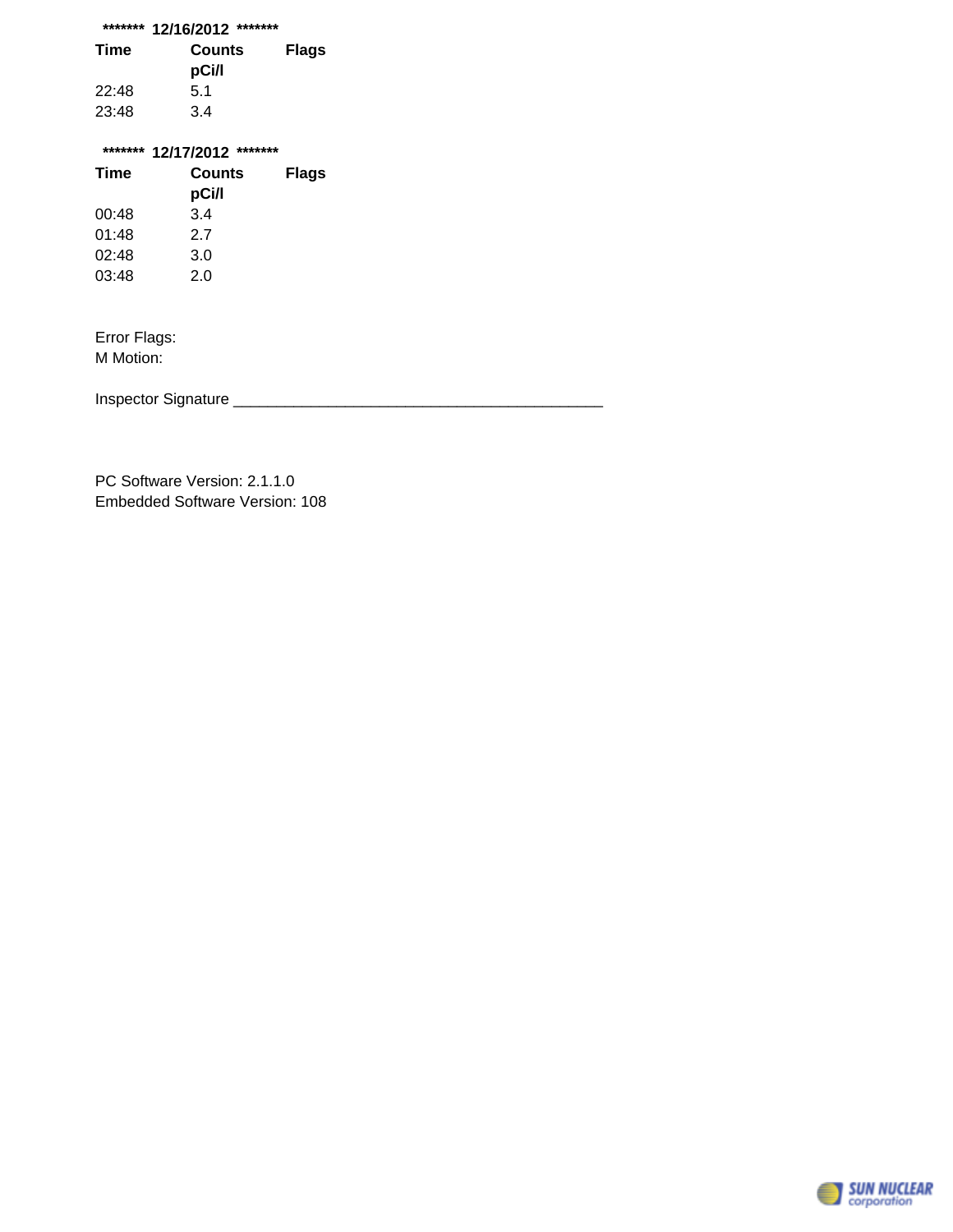**\*\*\*\*\*\*\* 12/16/2012 \*\*\*\*\*\*\***

| Time | Counts pCi/l | Flags |
|---|---|---|
| 22:48 | 5.1 | |
| 23:48 | 3.4 | |

**\*\*\*\*\*\*\* 12/17/2012 \*\*\*\*\*\*\***

| Time | Counts pCi/l | Flags |
|---|---|---|
| 00:48 | 3.4 | |
| 01:48 | 2.7 | |
| 02:48 | 3.0 | |
| 03:48 | 2.0 | |

Error Flags:
M Motion:

Inspector Signature ___________________________________________

PC Software Version: 2.1.1.0
Embedded Software Version: 108

SUN NUCLEAR corporation